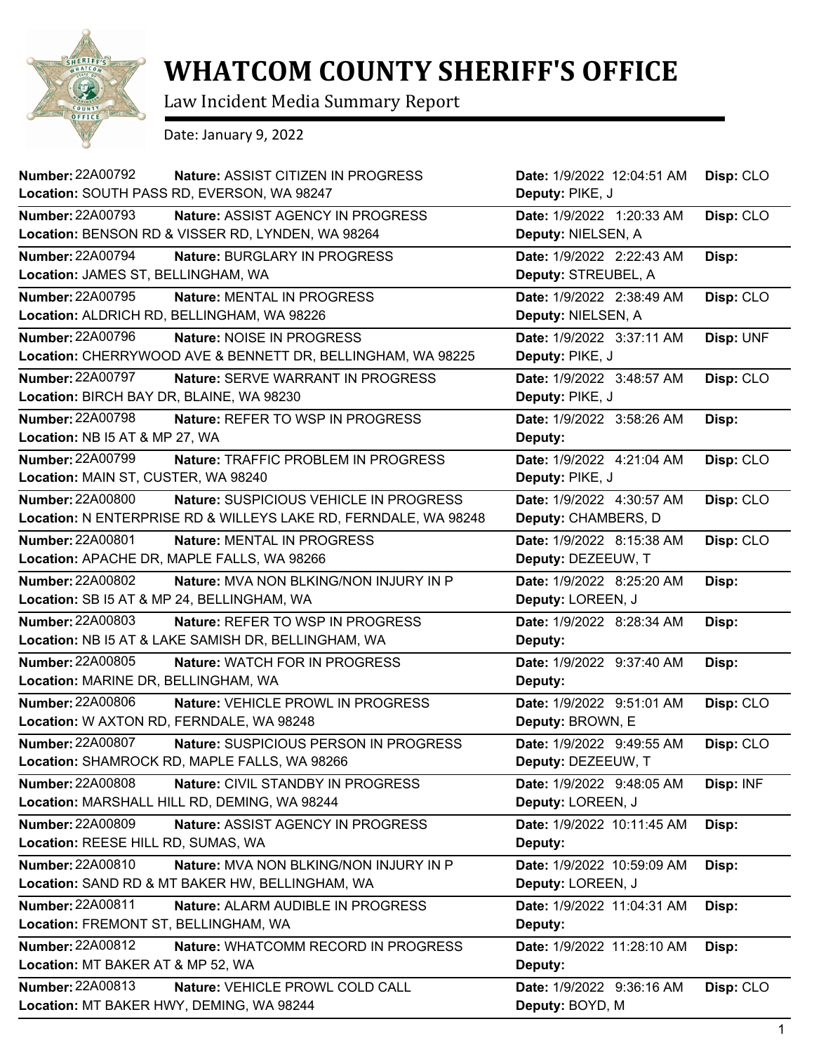# WHATCOM COUNTY SHERIFF'S OFFICE

Law Incident Media Summary Report

Date: January 9, 2022

| Number | Nature | Location | Date | Deputy | Disp |
|---|---|---|---|---|---|
| 22A00792 | ASSIST CITIZEN IN PROGRESS | SOUTH PASS RD, EVERSON, WA 98247 | 1/9/2022 12:04:51 AM | PIKE, J | CLO |
| 22A00793 | ASSIST AGENCY IN PROGRESS | BENSON RD & VISSER RD, LYNDEN, WA 98264 | 1/9/2022 1:20:33 AM | NIELSEN, A | CLO |
| 22A00794 | BURGLARY IN PROGRESS | JAMES ST, BELLINGHAM, WA | 1/9/2022 2:22:43 AM | STREUBEL, A | |
| 22A00795 | MENTAL IN PROGRESS | ALDRICH RD, BELLINGHAM, WA 98226 | 1/9/2022 2:38:49 AM | NIELSEN, A | CLO |
| 22A00796 | NOISE IN PROGRESS | CHERRYWOOD AVE & BENNETT DR, BELLINGHAM, WA 98225 | 1/9/2022 3:37:11 AM | PIKE, J | UNF |
| 22A00797 | SERVE WARRANT IN PROGRESS | BIRCH BAY DR, BLAINE, WA 98230 | 1/9/2022 3:48:57 AM | PIKE, J | CLO |
| 22A00798 | REFER TO WSP IN PROGRESS | NB I5 AT & MP 27, WA | 1/9/2022 3:58:26 AM | | |
| 22A00799 | TRAFFIC PROBLEM IN PROGRESS | MAIN ST, CUSTER, WA 98240 | 1/9/2022 4:21:04 AM | PIKE, J | CLO |
| 22A00800 | SUSPICIOUS VEHICLE IN PROGRESS | N ENTERPRISE RD & WILLEYS LAKE RD, FERNDALE, WA 98248 | 1/9/2022 4:30:57 AM | CHAMBERS, D | CLO |
| 22A00801 | MENTAL IN PROGRESS | APACHE DR, MAPLE FALLS, WA 98266 | 1/9/2022 8:15:38 AM | DEZEEUW, T | CLO |
| 22A00802 | MVA NON BLKING/NON INJURY IN P | SB I5 AT & MP 24, BELLINGHAM, WA | 1/9/2022 8:25:20 AM | LOREEN, J | |
| 22A00803 | REFER TO WSP IN PROGRESS | NB I5 AT & LAKE SAMISH DR, BELLINGHAM, WA | 1/9/2022 8:28:34 AM | | |
| 22A00805 | WATCH FOR IN PROGRESS | MARINE DR, BELLINGHAM, WA | 1/9/2022 9:37:40 AM | | |
| 22A00806 | VEHICLE PROWL IN PROGRESS | W AXTON RD, FERNDALE, WA 98248 | 1/9/2022 9:51:01 AM | BROWN, E | CLO |
| 22A00807 | SUSPICIOUS PERSON IN PROGRESS | SHAMROCK RD, MAPLE FALLS, WA 98266 | 1/9/2022 9:49:55 AM | DEZEEUW, T | CLO |
| 22A00808 | CIVIL STANDBY IN PROGRESS | MARSHALL HILL RD, DEMING, WA 98244 | 1/9/2022 9:48:05 AM | LOREEN, J | INF |
| 22A00809 | ASSIST AGENCY IN PROGRESS | REESE HILL RD, SUMAS, WA | 1/9/2022 10:11:45 AM | | |
| 22A00810 | MVA NON BLKING/NON INJURY IN P | SAND RD & MT BAKER HW, BELLINGHAM, WA | 1/9/2022 10:59:09 AM | LOREEN, J | |
| 22A00811 | ALARM AUDIBLE IN PROGRESS | FREMONT ST, BELLINGHAM, WA | 1/9/2022 11:04:31 AM | | |
| 22A00812 | WHATCOMM RECORD IN PROGRESS | MT BAKER AT & MP 52, WA | 1/9/2022 11:28:10 AM | | |
| 22A00813 | VEHICLE PROWL COLD CALL | MT BAKER HWY, DEMING, WA 98244 | 1/9/2022 9:36:16 AM | BOYD, M | CLO |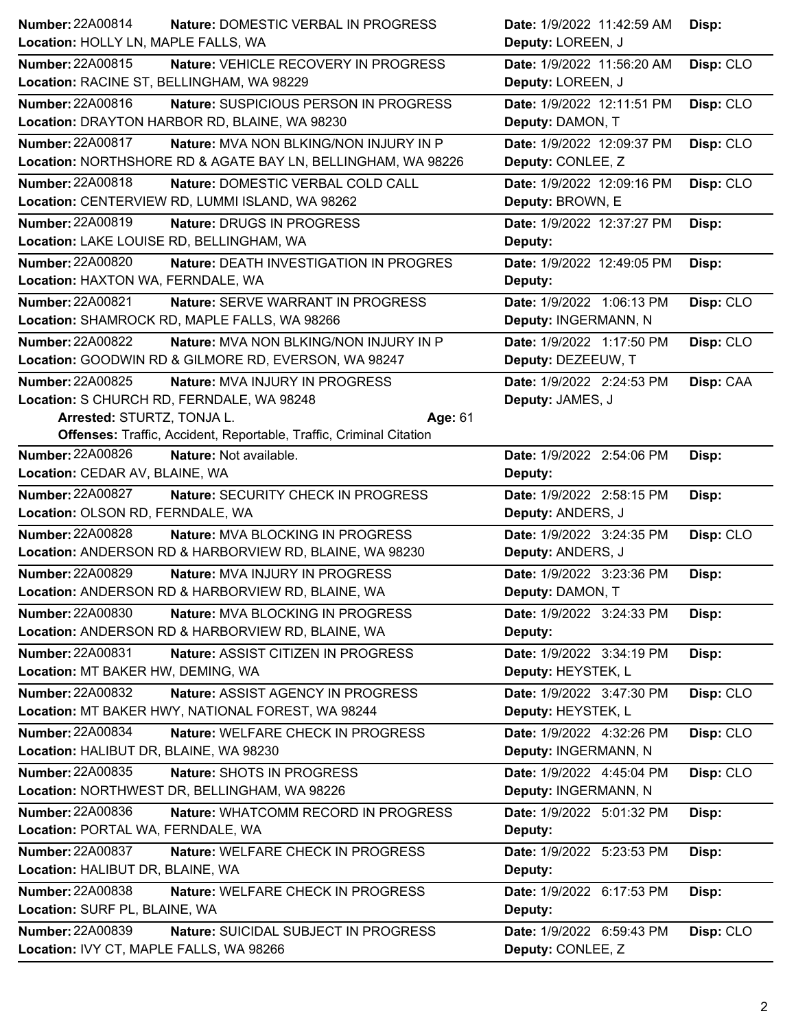**Number:** 22A00814 **Nature:** DOMESTIC VERBAL IN PROGRESS **Date:** 1/9/2022 11:42:59 AM **Disp:**
**Location:** HOLLY LN, MAPLE FALLS, WA **Deputy:** LOREEN, J

**Number:** 22A00815 **Nature:** VEHICLE RECOVERY IN PROGRESS **Date:** 1/9/2022 11:56:20 AM **Disp:** CLO
**Location:** RACINE ST, BELLINGHAM, WA 98229 **Deputy:** LOREEN, J

**Number:** 22A00816 **Nature:** SUSPICIOUS PERSON IN PROGRESS **Date:** 1/9/2022 12:11:51 PM **Disp:** CLO
**Location:** DRAYTON HARBOR RD, BLAINE, WA 98230 **Deputy:** DAMON, T

**Number:** 22A00817 **Nature:** MVA NON BLKING/NON INJURY IN P **Date:** 1/9/2022 12:09:37 PM **Disp:** CLO
**Location:** NORTHSHORE RD & AGATE BAY LN, BELLINGHAM, WA 98226 **Deputy:** CONLEE, Z

**Number:** 22A00818 **Nature:** DOMESTIC VERBAL COLD CALL **Date:** 1/9/2022 12:09:16 PM **Disp:** CLO
**Location:** CENTERVIEW RD, LUMMI ISLAND, WA 98262 **Deputy:** BROWN, E

**Number:** 22A00819 **Nature:** DRUGS IN PROGRESS **Date:** 1/9/2022 12:37:27 PM **Disp:**
**Location:** LAKE LOUISE RD, BELLINGHAM, WA **Deputy:**

**Number:** 22A00820 **Nature:** DEATH INVESTIGATION IN PROGRES **Date:** 1/9/2022 12:49:05 PM **Disp:**
**Location:** HAXTON WA, FERNDALE, WA **Deputy:**

**Number:** 22A00821 **Nature:** SERVE WARRANT IN PROGRESS **Date:** 1/9/2022 1:06:13 PM **Disp:** CLO
**Location:** SHAMROCK RD, MAPLE FALLS, WA 98266 **Deputy:** INGERMANN, N

**Number:** 22A00822 **Nature:** MVA NON BLKING/NON INJURY IN P **Date:** 1/9/2022 1:17:50 PM **Disp:** CLO
**Location:** GOODWIN RD & GILMORE RD, EVERSON, WA 98247 **Deputy:** DEZEEUW, T

**Number:** 22A00825 **Nature:** MVA INJURY IN PROGRESS **Date:** 1/9/2022 2:24:53 PM **Disp:** CAA
**Location:** S CHURCH RD, FERNDALE, WA 98248 **Deputy:** JAMES, J
**Arrested:** STURTZ, TONJA L. **Age:** 61
**Offenses:** Traffic, Accident, Reportable, Traffic, Criminal Citation

**Number:** 22A00826 **Nature:** Not available. **Date:** 1/9/2022 2:54:06 PM **Disp:**
**Location:** CEDAR AV, BLAINE, WA **Deputy:**

**Number:** 22A00827 **Nature:** SECURITY CHECK IN PROGRESS **Date:** 1/9/2022 2:58:15 PM **Disp:**
**Location:** OLSON RD, FERNDALE, WA **Deputy:** ANDERS, J

**Number:** 22A00828 **Nature:** MVA BLOCKING IN PROGRESS **Date:** 1/9/2022 3:24:35 PM **Disp:** CLO
**Location:** ANDERSON RD & HARBORVIEW RD, BLAINE, WA 98230 **Deputy:** ANDERS, J

**Number:** 22A00829 **Nature:** MVA INJURY IN PROGRESS **Date:** 1/9/2022 3:23:36 PM **Disp:**
**Location:** ANDERSON RD & HARBORVIEW RD, BLAINE, WA **Deputy:** DAMON, T

**Number:** 22A00830 **Nature:** MVA BLOCKING IN PROGRESS **Date:** 1/9/2022 3:24:33 PM **Disp:**
**Location:** ANDERSON RD & HARBORVIEW RD, BLAINE, WA **Deputy:**

**Number:** 22A00831 **Nature:** ASSIST CITIZEN IN PROGRESS **Date:** 1/9/2022 3:34:19 PM **Disp:**
**Location:** MT BAKER HW, DEMING, WA **Deputy:** HEYSTEK, L

**Number:** 22A00832 **Nature:** ASSIST AGENCY IN PROGRESS **Date:** 1/9/2022 3:47:30 PM **Disp:** CLO
**Location:** MT BAKER HWY, NATIONAL FOREST, WA 98244 **Deputy:** HEYSTEK, L

**Number:** 22A00834 **Nature:** WELFARE CHECK IN PROGRESS **Date:** 1/9/2022 4:32:26 PM **Disp:** CLO
**Location:** HALIBUT DR, BLAINE, WA 98230 **Deputy:** INGERMANN, N

**Number:** 22A00835 **Nature:** SHOTS IN PROGRESS **Date:** 1/9/2022 4:45:04 PM **Disp:** CLO
**Location:** NORTHWEST DR, BELLINGHAM, WA 98226 **Deputy:** INGERMANN, N

**Number:** 22A00836 **Nature:** WHATCOMM RECORD IN PROGRESS **Date:** 1/9/2022 5:01:32 PM **Disp:**
**Location:** PORTAL WA, FERNDALE, WA **Deputy:**

**Number:** 22A00837 **Nature:** WELFARE CHECK IN PROGRESS **Date:** 1/9/2022 5:23:53 PM **Disp:**
**Location:** HALIBUT DR, BLAINE, WA **Deputy:**

**Number:** 22A00838 **Nature:** WELFARE CHECK IN PROGRESS **Date:** 1/9/2022 6:17:53 PM **Disp:**
**Location:** SURF PL, BLAINE, WA **Deputy:**

**Number:** 22A00839 **Nature:** SUICIDAL SUBJECT IN PROGRESS **Date:** 1/9/2022 6:59:43 PM **Disp:** CLO
**Location:** IVY CT, MAPLE FALLS, WA 98266 **Deputy:** CONLEE, Z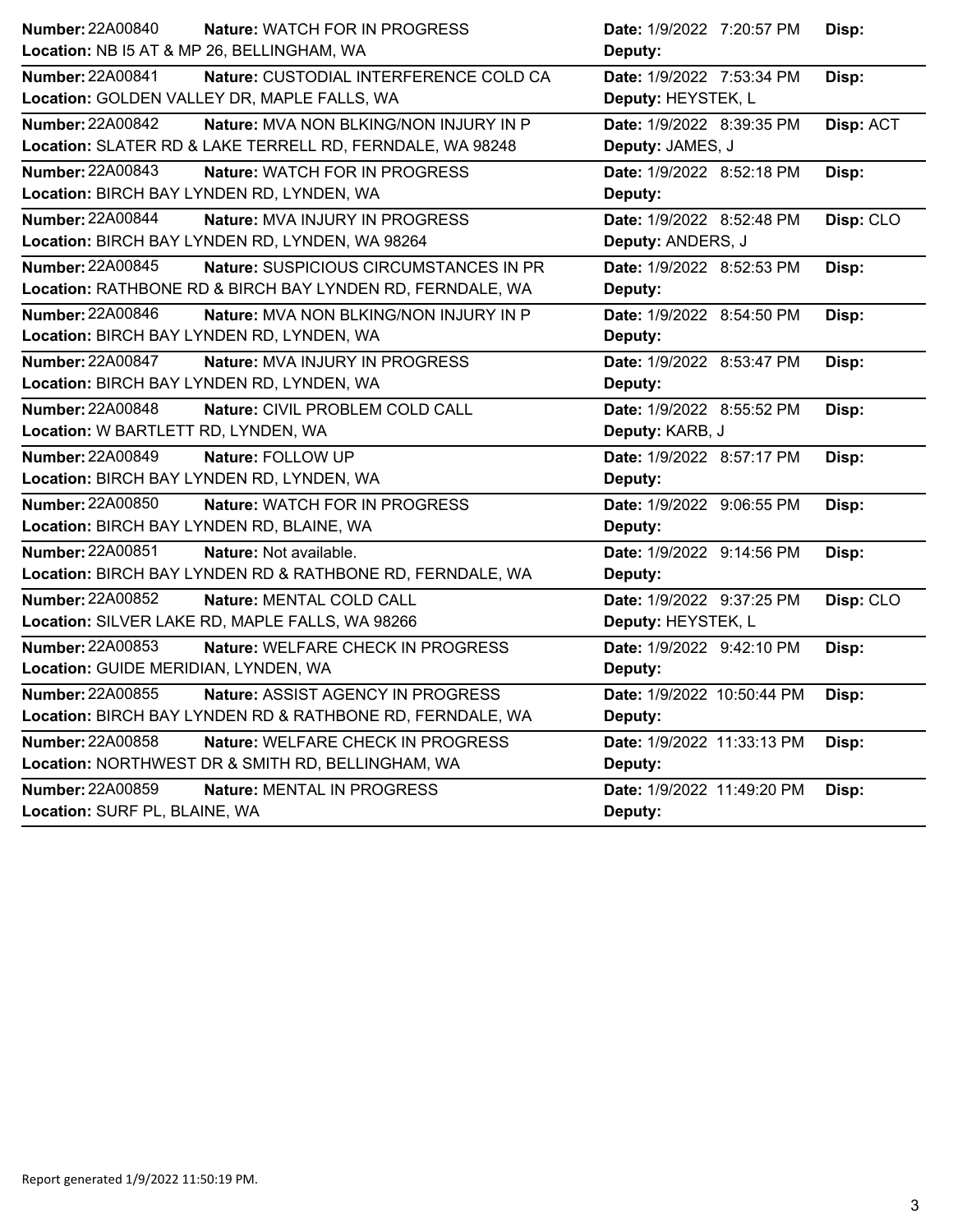| Number | Nature | Location | Date | Deputy | Disp |
|---|---|---|---|---|---|
| 22A00840 | WATCH FOR IN PROGRESS | NB I5 AT & MP 26, BELLINGHAM, WA | 1/9/2022 7:20:57 PM | | |
| 22A00841 | CUSTODIAL INTERFERENCE COLD CA | GOLDEN VALLEY DR, MAPLE FALLS, WA | 1/9/2022 7:53:34 PM | HEYSTEK, L | |
| 22A00842 | MVA NON BLKING/NON INJURY IN P | SLATER RD & LAKE TERRELL RD, FERNDALE, WA 98248 | 1/9/2022 8:39:35 PM | JAMES, J | ACT |
| 22A00843 | WATCH FOR IN PROGRESS | BIRCH BAY LYNDEN RD, LYNDEN, WA | 1/9/2022 8:52:18 PM | | |
| 22A00844 | MVA INJURY IN PROGRESS | BIRCH BAY LYNDEN RD, LYNDEN, WA 98264 | 1/9/2022 8:52:48 PM | ANDERS, J | CLO |
| 22A00845 | SUSPICIOUS CIRCUMSTANCES IN PR | RATHBONE RD & BIRCH BAY LYNDEN RD, FERNDALE, WA | 1/9/2022 8:52:53 PM | | |
| 22A00846 | MVA NON BLKING/NON INJURY IN P | BIRCH BAY LYNDEN RD, LYNDEN, WA | 1/9/2022 8:54:50 PM | | |
| 22A00847 | MVA INJURY IN PROGRESS | BIRCH BAY LYNDEN RD, LYNDEN, WA | 1/9/2022 8:53:47 PM | | |
| 22A00848 | CIVIL PROBLEM COLD CALL | W BARTLETT RD, LYNDEN, WA | 1/9/2022 8:55:52 PM | KARB, J | |
| 22A00849 | FOLLOW UP | BIRCH BAY LYNDEN RD, LYNDEN, WA | 1/9/2022 8:57:17 PM | | |
| 22A00850 | WATCH FOR IN PROGRESS | BIRCH BAY LYNDEN RD, BLAINE, WA | 1/9/2022 9:06:55 PM | | |
| 22A00851 | Not available. | BIRCH BAY LYNDEN RD & RATHBONE RD, FERNDALE, WA | 1/9/2022 9:14:56 PM | | |
| 22A00852 | MENTAL COLD CALL | SILVER LAKE RD, MAPLE FALLS, WA 98266 | 1/9/2022 9:37:25 PM | HEYSTEK, L | CLO |
| 22A00853 | WELFARE CHECK IN PROGRESS | GUIDE MERIDIAN, LYNDEN, WA | 1/9/2022 9:42:10 PM | | |
| 22A00855 | ASSIST AGENCY IN PROGRESS | BIRCH BAY LYNDEN RD & RATHBONE RD, FERNDALE, WA | 1/9/2022 10:50:44 PM | | |
| 22A00858 | WELFARE CHECK IN PROGRESS | NORTHWEST DR & SMITH RD, BELLINGHAM, WA | 1/9/2022 11:33:13 PM | | |
| 22A00859 | MENTAL IN PROGRESS | SURF PL, BLAINE, WA | 1/9/2022 11:49:20 PM | | |

Report generated 1/9/2022 11:50:19 PM.